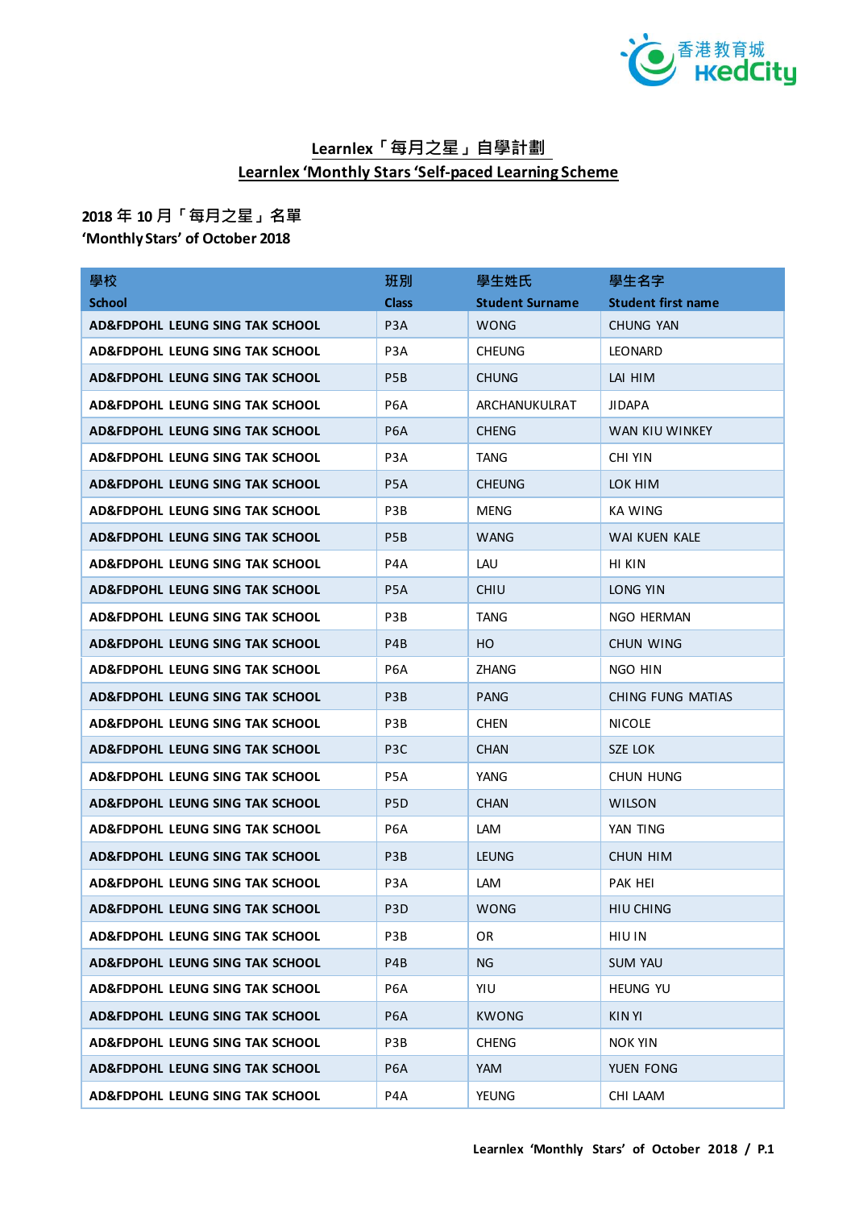# Learnlex「每月之星」自學計劃
# Learnlex 'Monthly Stars 'Self-paced Learning Scheme

**2018 年 10 月「每月之星」名單**
**'Monthly Stars' of October 2018**

| 學校<br>School | 班別<br>Class | 學生姓氏<br>Student Surname | 學生名字<br>Student first name |
|---|---|---|---|
| AD&FDPOHL LEUNG SING TAK SCHOOL | P3A | WONG | CHUNG YAN |
| AD&FDPOHL LEUNG SING TAK SCHOOL | P3A | CHEUNG | LEONARD |
| AD&FDPOHL LEUNG SING TAK SCHOOL | P5B | CHUNG | LAI HIM |
| AD&FDPOHL LEUNG SING TAK SCHOOL | P6A | ARCHANUKULRAT | JIDAPA |
| AD&FDPOHL LEUNG SING TAK SCHOOL | P6A | CHENG | WAN KIU WINKEY |
| AD&FDPOHL LEUNG SING TAK SCHOOL | P3A | TANG | CHI YIN |
| AD&FDPOHL LEUNG SING TAK SCHOOL | P5A | CHEUNG | LOK HIM |
| AD&FDPOHL LEUNG SING TAK SCHOOL | P3B | MENG | KA WING |
| AD&FDPOHL LEUNG SING TAK SCHOOL | P5B | WANG | WAI KUEN KALE |
| AD&FDPOHL LEUNG SING TAK SCHOOL | P4A | LAU | HI KIN |
| AD&FDPOHL LEUNG SING TAK SCHOOL | P5A | CHIU | LONG YIN |
| AD&FDPOHL LEUNG SING TAK SCHOOL | P3B | TANG | NGO HERMAN |
| AD&FDPOHL LEUNG SING TAK SCHOOL | P4B | HO | CHUN WING |
| AD&FDPOHL LEUNG SING TAK SCHOOL | P6A | ZHANG | NGO HIN |
| AD&FDPOHL LEUNG SING TAK SCHOOL | P3B | PANG | CHING FUNG MATIAS |
| AD&FDPOHL LEUNG SING TAK SCHOOL | P3B | CHEN | NICOLE |
| AD&FDPOHL LEUNG SING TAK SCHOOL | P3C | CHAN | SZE LOK |
| AD&FDPOHL LEUNG SING TAK SCHOOL | P5A | YANG | CHUN HUNG |
| AD&FDPOHL LEUNG SING TAK SCHOOL | P5D | CHAN | WILSON |
| AD&FDPOHL LEUNG SING TAK SCHOOL | P6A | LAM | YAN TING |
| AD&FDPOHL LEUNG SING TAK SCHOOL | P3B | LEUNG | CHUN HIM |
| AD&FDPOHL LEUNG SING TAK SCHOOL | P3A | LAM | PAK HEI |
| AD&FDPOHL LEUNG SING TAK SCHOOL | P3D | WONG | HIU CHING |
| AD&FDPOHL LEUNG SING TAK SCHOOL | P3B | OR | HIU IN |
| AD&FDPOHL LEUNG SING TAK SCHOOL | P4B | NG | SUM YAU |
| AD&FDPOHL LEUNG SING TAK SCHOOL | P6A | YIU | HEUNG YU |
| AD&FDPOHL LEUNG SING TAK SCHOOL | P6A | KWONG | KIN YI |
| AD&FDPOHL LEUNG SING TAK SCHOOL | P3B | CHENG | NOK YIN |
| AD&FDPOHL LEUNG SING TAK SCHOOL | P6A | YAM | YUEN FONG |
| AD&FDPOHL LEUNG SING TAK SCHOOL | P4A | YEUNG | CHI LAAM |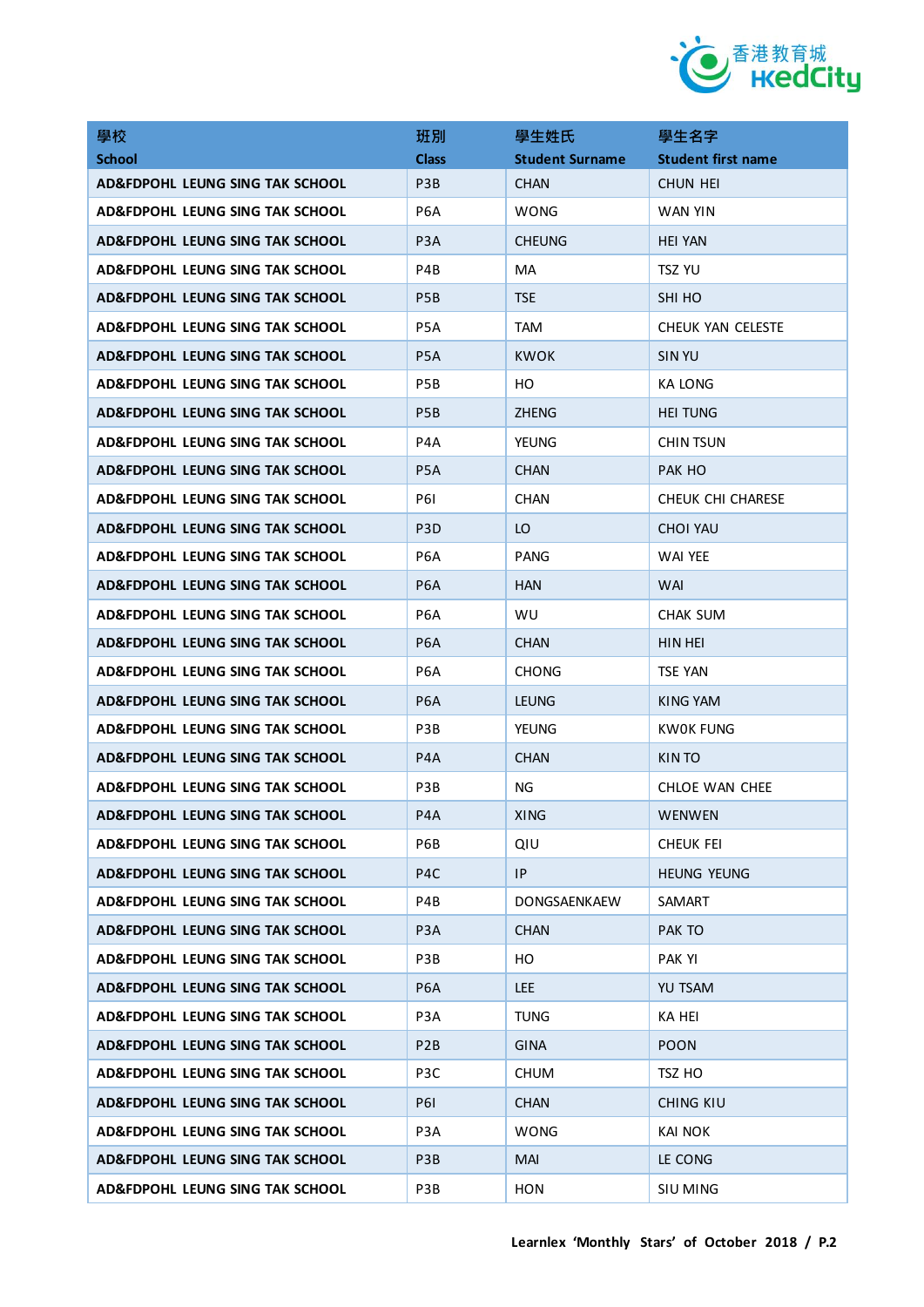| 學校<br>School | 班別<br>Class | 學生姓氏<br>Student Surname | 學生名字<br>Student first name |
|---|---|---|---|
| AD&FDPOHL LEUNG SING TAK SCHOOL | P3B | CHAN | CHUN HEI |
| AD&FDPOHL LEUNG SING TAK SCHOOL | P6A | WONG | WAN YIN |
| AD&FDPOHL LEUNG SING TAK SCHOOL | P3A | CHEUNG | HEI YAN |
| AD&FDPOHL LEUNG SING TAK SCHOOL | P4B | MA | TSZ YU |
| AD&FDPOHL LEUNG SING TAK SCHOOL | P5B | TSE | SHI HO |
| AD&FDPOHL LEUNG SING TAK SCHOOL | P5A | TAM | CHEUK YAN CELESTE |
| AD&FDPOHL LEUNG SING TAK SCHOOL | P5A | KWOK | SIN YU |
| AD&FDPOHL LEUNG SING TAK SCHOOL | P5B | HO | KA LONG |
| AD&FDPOHL LEUNG SING TAK SCHOOL | P5B | ZHENG | HEI TUNG |
| AD&FDPOHL LEUNG SING TAK SCHOOL | P4A | YEUNG | CHIN TSUN |
| AD&FDPOHL LEUNG SING TAK SCHOOL | P5A | CHAN | PAK HO |
| AD&FDPOHL LEUNG SING TAK SCHOOL | P6I | CHAN | CHEUK CHI CHARESE |
| AD&FDPOHL LEUNG SING TAK SCHOOL | P3D | LO | CHOI YAU |
| AD&FDPOHL LEUNG SING TAK SCHOOL | P6A | PANG | WAI YEE |
| AD&FDPOHL LEUNG SING TAK SCHOOL | P6A | HAN | WAI |
| AD&FDPOHL LEUNG SING TAK SCHOOL | P6A | WU | CHAK SUM |
| AD&FDPOHL LEUNG SING TAK SCHOOL | P6A | CHAN | HIN HEI |
| AD&FDPOHL LEUNG SING TAK SCHOOL | P6A | CHONG | TSE YAN |
| AD&FDPOHL LEUNG SING TAK SCHOOL | P6A | LEUNG | KING YAM |
| AD&FDPOHL LEUNG SING TAK SCHOOL | P3B | YEUNG | KWOK FUNG |
| AD&FDPOHL LEUNG SING TAK SCHOOL | P4A | CHAN | KIN TO |
| AD&FDPOHL LEUNG SING TAK SCHOOL | P3B | NG | CHLOE WAN CHEE |
| AD&FDPOHL LEUNG SING TAK SCHOOL | P4A | XING | WENWEN |
| AD&FDPOHL LEUNG SING TAK SCHOOL | P6B | QIU | CHEUK FEI |
| AD&FDPOHL LEUNG SING TAK SCHOOL | P4C | IP | HEUNG YEUNG |
| AD&FDPOHL LEUNG SING TAK SCHOOL | P4B | DONGSAENKAEW | SAMART |
| AD&FDPOHL LEUNG SING TAK SCHOOL | P3A | CHAN | PAK TO |
| AD&FDPOHL LEUNG SING TAK SCHOOL | P3B | HO | PAK YI |
| AD&FDPOHL LEUNG SING TAK SCHOOL | P6A | LEE | YU TSAM |
| AD&FDPOHL LEUNG SING TAK SCHOOL | P3A | TUNG | KA HEI |
| AD&FDPOHL LEUNG SING TAK SCHOOL | P2B | GINA | POON |
| AD&FDPOHL LEUNG SING TAK SCHOOL | P3C | CHUM | TSZ HO |
| AD&FDPOHL LEUNG SING TAK SCHOOL | P6I | CHAN | CHING KIU |
| AD&FDPOHL LEUNG SING TAK SCHOOL | P3A | WONG | KAI NOK |
| AD&FDPOHL LEUNG SING TAK SCHOOL | P3B | MAI | LE CONG |
| AD&FDPOHL LEUNG SING TAK SCHOOL | P3B | HON | SIU MING |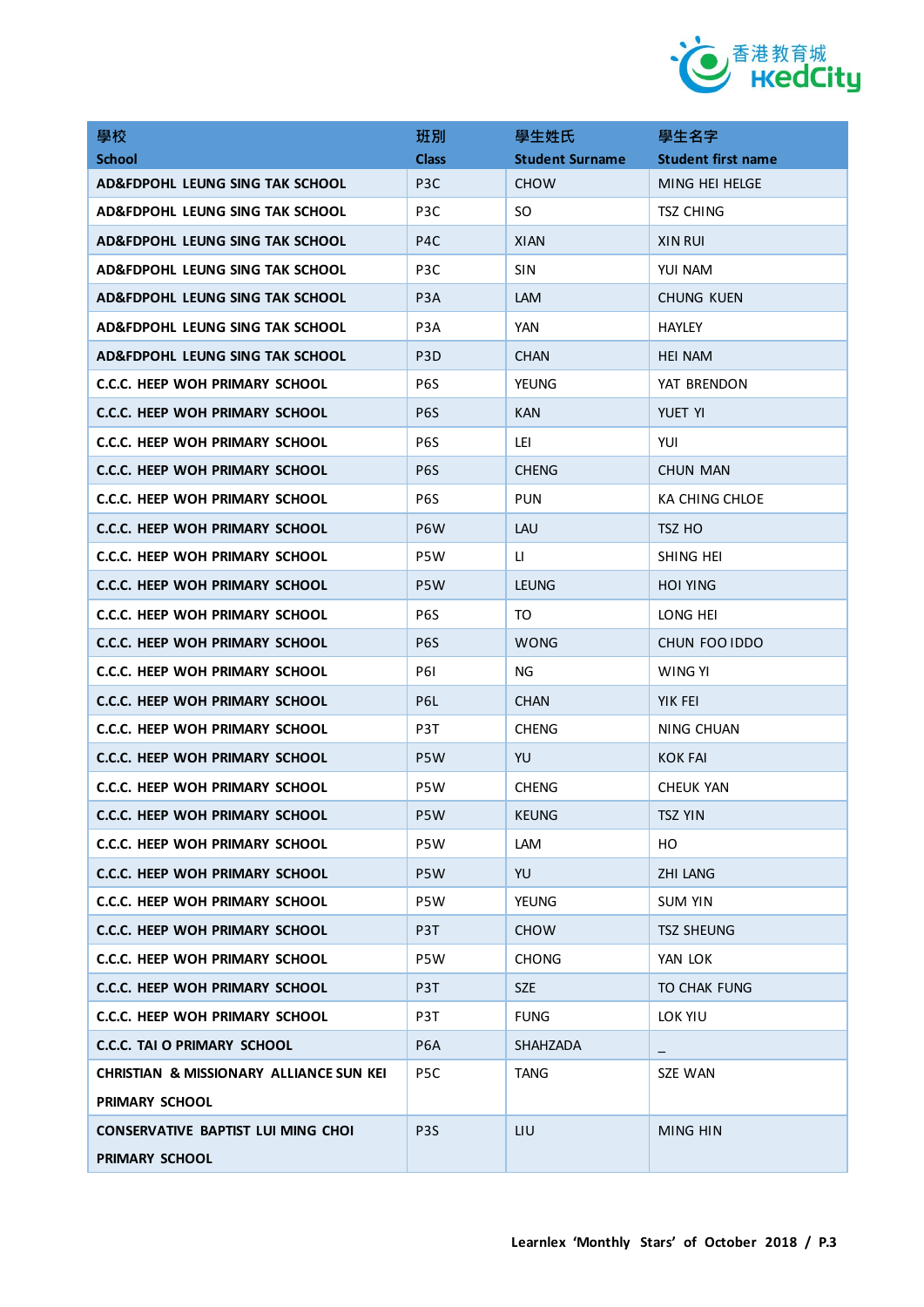| 學校<br>School | 班別<br>Class | 學生姓氏<br>Student Surname | 學生名字<br>Student first name |
|---|---|---|---|
| AD&FDPOHL LEUNG SING TAK SCHOOL | P3C | CHOW | MING HEI HELGE |
| AD&FDPOHL LEUNG SING TAK SCHOOL | P3C | SO | TSZ CHING |
| AD&FDPOHL LEUNG SING TAK SCHOOL | P4C | XIAN | XIN RUI |
| AD&FDPOHL LEUNG SING TAK SCHOOL | P3C | SIN | YUI NAM |
| AD&FDPOHL LEUNG SING TAK SCHOOL | P3A | LAM | CHUNG KUEN |
| AD&FDPOHL LEUNG SING TAK SCHOOL | P3A | YAN | HAYLEY |
| AD&FDPOHL LEUNG SING TAK SCHOOL | P3D | CHAN | HEI NAM |
| C.C.C. HEEP WOH PRIMARY SCHOOL | P6S | YEUNG | YAT BRENDON |
| C.C.C. HEEP WOH PRIMARY SCHOOL | P6S | KAN | YUET YI |
| C.C.C. HEEP WOH PRIMARY SCHOOL | P6S | LEI | YUI |
| C.C.C. HEEP WOH PRIMARY SCHOOL | P6S | CHENG | CHUN MAN |
| C.C.C. HEEP WOH PRIMARY SCHOOL | P6S | PUN | KA CHING CHLOE |
| C.C.C. HEEP WOH PRIMARY SCHOOL | P6W | LAU | TSZ HO |
| C.C.C. HEEP WOH PRIMARY SCHOOL | P5W | LI | SHING HEI |
| C.C.C. HEEP WOH PRIMARY SCHOOL | P5W | LEUNG | HOI YING |
| C.C.C. HEEP WOH PRIMARY SCHOOL | P6S | TO | LONG HEI |
| C.C.C. HEEP WOH PRIMARY SCHOOL | P6S | WONG | CHUN FOO IDDO |
| C.C.C. HEEP WOH PRIMARY SCHOOL | P6I | NG | WING YI |
| C.C.C. HEEP WOH PRIMARY SCHOOL | P6L | CHAN | YIK FEI |
| C.C.C. HEEP WOH PRIMARY SCHOOL | P3T | CHENG | NING CHUAN |
| C.C.C. HEEP WOH PRIMARY SCHOOL | P5W | YU | KOK FAI |
| C.C.C. HEEP WOH PRIMARY SCHOOL | P5W | CHENG | CHEUK YAN |
| C.C.C. HEEP WOH PRIMARY SCHOOL | P5W | KEUNG | TSZ YIN |
| C.C.C. HEEP WOH PRIMARY SCHOOL | P5W | LAM | HO |
| C.C.C. HEEP WOH PRIMARY SCHOOL | P5W | YU | ZHI LANG |
| C.C.C. HEEP WOH PRIMARY SCHOOL | P5W | YEUNG | SUM YIN |
| C.C.C. HEEP WOH PRIMARY SCHOOL | P3T | CHOW | TSZ SHEUNG |
| C.C.C. HEEP WOH PRIMARY SCHOOL | P5W | CHONG | YAN LOK |
| C.C.C. HEEP WOH PRIMARY SCHOOL | P3T | SZE | TO CHAK FUNG |
| C.C.C. HEEP WOH PRIMARY SCHOOL | P3T | FUNG | LOK YIU |
| C.C.C. TAI O PRIMARY SCHOOL | P6A | SHAHZADA | _ |
| CHRISTIAN & MISSIONARY ALLIANCE SUN KEI PRIMARY SCHOOL | P5C | TANG | SZE WAN |
| CONSERVATIVE BAPTIST LUI MING CHOI PRIMARY SCHOOL | P3S | LIU | MING HIN |

Learnlex 'Monthly Stars' of October 2018 / P.3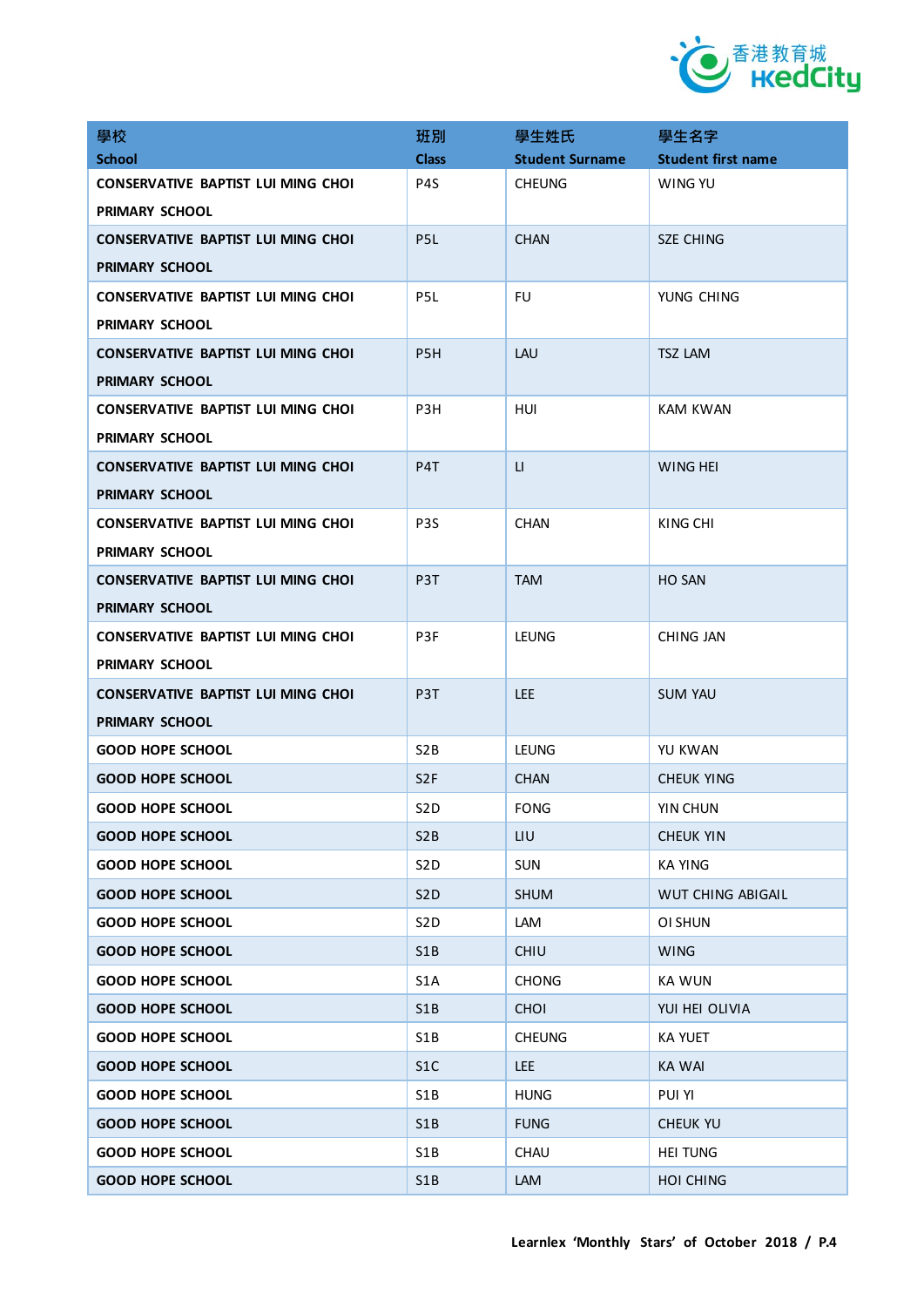| 學校<br>School | 班別<br>Class | 學生姓氏<br>Student Surname | 學生名字<br>Student first name |
|---|---|---|---|
| CONSERVATIVE BAPTIST LUI MING CHOI PRIMARY SCHOOL | P4S | CHEUNG | WING YU |
| CONSERVATIVE BAPTIST LUI MING CHOI PRIMARY SCHOOL | P5L | CHAN | SZE CHING |
| CONSERVATIVE BAPTIST LUI MING CHOI PRIMARY SCHOOL | P5L | FU | YUNG CHING |
| CONSERVATIVE BAPTIST LUI MING CHOI PRIMARY SCHOOL | P5H | LAU | TSZ LAM |
| CONSERVATIVE BAPTIST LUI MING CHOI PRIMARY SCHOOL | P3H | HUI | KAM KWAN |
| CONSERVATIVE BAPTIST LUI MING CHOI PRIMARY SCHOOL | P4T | LI | WING HEI |
| CONSERVATIVE BAPTIST LUI MING CHOI PRIMARY SCHOOL | P3S | CHAN | KING CHI |
| CONSERVATIVE BAPTIST LUI MING CHOI PRIMARY SCHOOL | P3T | TAM | HO SAN |
| CONSERVATIVE BAPTIST LUI MING CHOI PRIMARY SCHOOL | P3F | LEUNG | CHING JAN |
| CONSERVATIVE BAPTIST LUI MING CHOI PRIMARY SCHOOL | P3T | LEE | SUM YAU |
| GOOD HOPE SCHOOL | S2B | LEUNG | YU KWAN |
| GOOD HOPE SCHOOL | S2F | CHAN | CHEUK YING |
| GOOD HOPE SCHOOL | S2D | FONG | YIN CHUN |
| GOOD HOPE SCHOOL | S2B | LIU | CHEUK YIN |
| GOOD HOPE SCHOOL | S2D | SUN | KA YING |
| GOOD HOPE SCHOOL | S2D | SHUM | WUT CHING ABIGAIL |
| GOOD HOPE SCHOOL | S2D | LAM | OI SHUN |
| GOOD HOPE SCHOOL | S1B | CHIU | WING |
| GOOD HOPE SCHOOL | S1A | CHONG | KA WUN |
| GOOD HOPE SCHOOL | S1B | CHOI | YUI HEI OLIVIA |
| GOOD HOPE SCHOOL | S1B | CHEUNG | KA YUET |
| GOOD HOPE SCHOOL | S1C | LEE | KA WAI |
| GOOD HOPE SCHOOL | S1B | HUNG | PUI YI |
| GOOD HOPE SCHOOL | S1B | FUNG | CHEUK YU |
| GOOD HOPE SCHOOL | S1B | CHAU | HEI TUNG |
| GOOD HOPE SCHOOL | S1B | LAM | HOI CHING |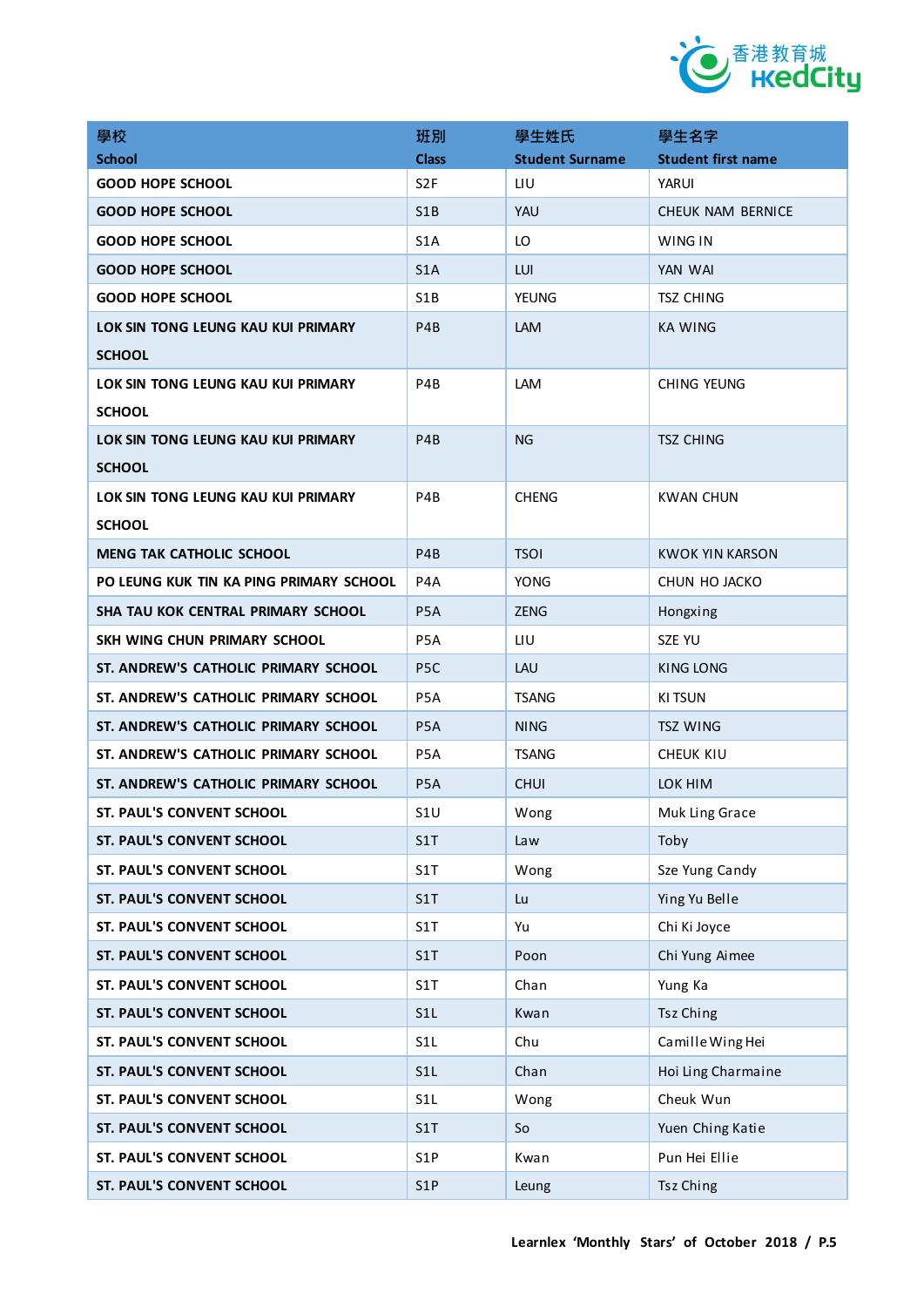| 學校<br>School | 班別<br>Class | 學生姓氏<br>Student Surname | 學生名字<br>Student first name |
|---|---|---|---|
| GOOD HOPE SCHOOL | S2F | LIU | YARUI |
| GOOD HOPE SCHOOL | S1B | YAU | CHEUK NAM BERNICE |
| GOOD HOPE SCHOOL | S1A | LO | WING IN |
| GOOD HOPE SCHOOL | S1A | LUI | YAN WAI |
| GOOD HOPE SCHOOL | S1B | YEUNG | TSZ CHING |
| LOK SIN TONG LEUNG KAU KUI PRIMARY SCHOOL | P4B | LAM | KA WING |
| LOK SIN TONG LEUNG KAU KUI PRIMARY SCHOOL | P4B | LAM | CHING YEUNG |
| LOK SIN TONG LEUNG KAU KUI PRIMARY SCHOOL | P4B | NG | TSZ CHING |
| LOK SIN TONG LEUNG KAU KUI PRIMARY SCHOOL | P4B | CHENG | KWAN CHUN |
| MENG TAK CATHOLIC SCHOOL | P4B | TSOI | KWOK YIN KARSON |
| PO LEUNG KUK TIN KA PING PRIMARY SCHOOL | P4A | YONG | CHUN HO JACKO |
| SHA TAU KOK CENTRAL PRIMARY SCHOOL | P5A | ZENG | Hongxing |
| SKH WING CHUN PRIMARY SCHOOL | P5A | LIU | SZE YU |
| ST. ANDREW'S CATHOLIC PRIMARY SCHOOL | P5C | LAU | KING LONG |
| ST. ANDREW'S CATHOLIC PRIMARY SCHOOL | P5A | TSANG | KI TSUN |
| ST. ANDREW'S CATHOLIC PRIMARY SCHOOL | P5A | NING | TSZ WING |
| ST. ANDREW'S CATHOLIC PRIMARY SCHOOL | P5A | TSANG | CHEUK KIU |
| ST. ANDREW'S CATHOLIC PRIMARY SCHOOL | P5A | CHUI | LOK HIM |
| ST. PAUL'S CONVENT SCHOOL | S1U | Wong | Muk Ling Grace |
| ST. PAUL'S CONVENT SCHOOL | S1T | Law | Toby |
| ST. PAUL'S CONVENT SCHOOL | S1T | Wong | Sze Yung Candy |
| ST. PAUL'S CONVENT SCHOOL | S1T | Lu | Ying Yu Belle |
| ST. PAUL'S CONVENT SCHOOL | S1T | Yu | Chi Ki Joyce |
| ST. PAUL'S CONVENT SCHOOL | S1T | Poon | Chi Yung Aimee |
| ST. PAUL'S CONVENT SCHOOL | S1T | Chan | Yung Ka |
| ST. PAUL'S CONVENT SCHOOL | S1L | Kwan | Tsz Ching |
| ST. PAUL'S CONVENT SCHOOL | S1L | Chu | Camille Wing Hei |
| ST. PAUL'S CONVENT SCHOOL | S1L | Chan | Hoi Ling Charmaine |
| ST. PAUL'S CONVENT SCHOOL | S1L | Wong | Cheuk Wun |
| ST. PAUL'S CONVENT SCHOOL | S1T | So | Yuen Ching Katie |
| ST. PAUL'S CONVENT SCHOOL | S1P | Kwan | Pun Hei Ellie |
| ST. PAUL'S CONVENT SCHOOL | S1P | Leung | Tsz Ching |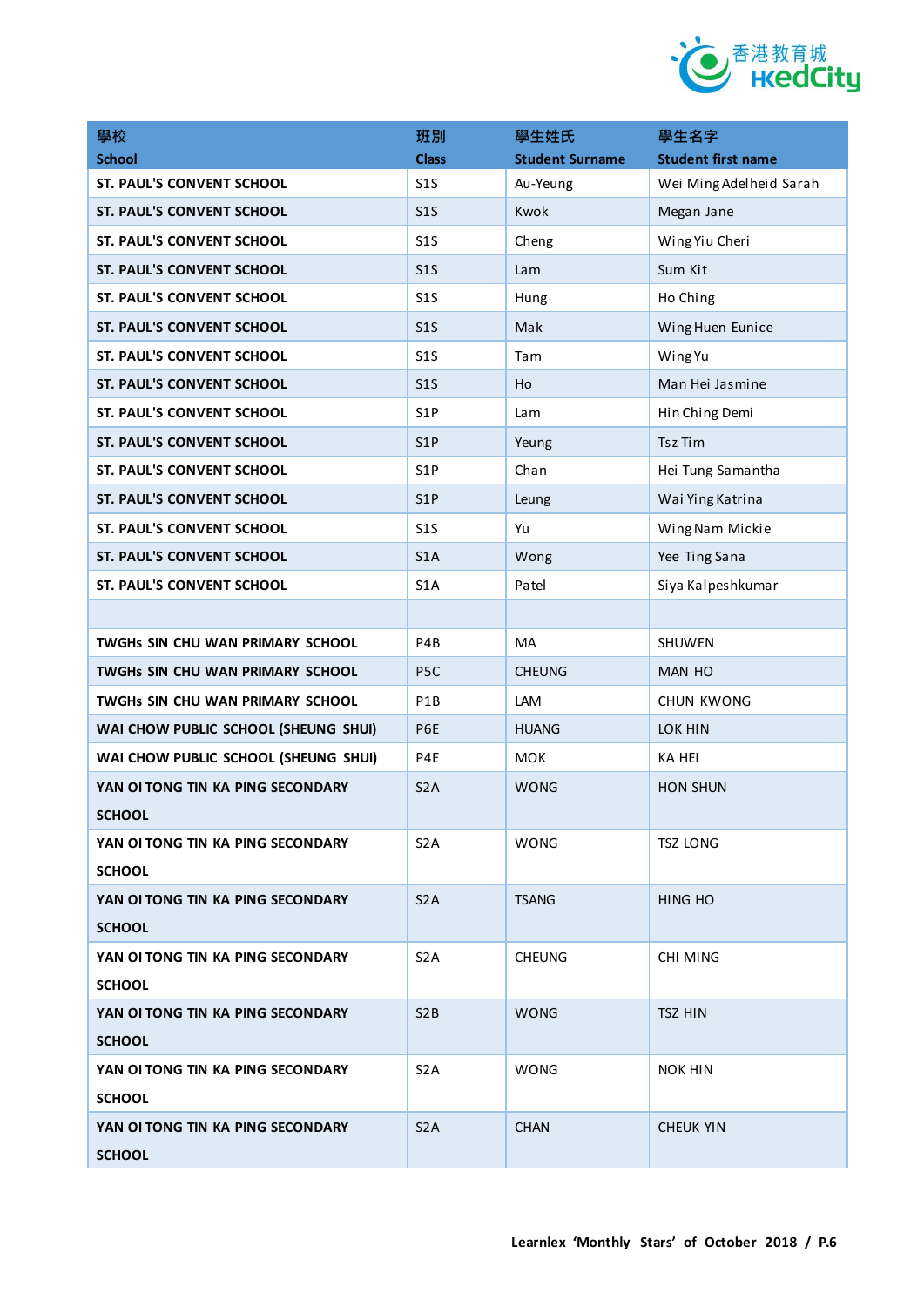| 學校<br>School | 班別<br>Class | 學生姓氏<br>Student Surname | 學生名字<br>Student first name |
|---|---|---|---|
| ST. PAUL'S CONVENT SCHOOL | S1S | Au-Yeung | Wei Ming Adelheid Sarah |
| ST. PAUL'S CONVENT SCHOOL | S1S | Kwok | Megan Jane |
| ST. PAUL'S CONVENT SCHOOL | S1S | Cheng | Wing Yiu Cheri |
| ST. PAUL'S CONVENT SCHOOL | S1S | Lam | Sum Kit |
| ST. PAUL'S CONVENT SCHOOL | S1S | Hung | Ho Ching |
| ST. PAUL'S CONVENT SCHOOL | S1S | Mak | Wing Huen Eunice |
| ST. PAUL'S CONVENT SCHOOL | S1S | Tam | Wing Yu |
| ST. PAUL'S CONVENT SCHOOL | S1S | Ho | Man Hei Jasmine |
| ST. PAUL'S CONVENT SCHOOL | S1P | Lam | Hin Ching Demi |
| ST. PAUL'S CONVENT SCHOOL | S1P | Yeung | Tsz Tim |
| ST. PAUL'S CONVENT SCHOOL | S1P | Chan | Hei Tung Samantha |
| ST. PAUL'S CONVENT SCHOOL | S1P | Leung | Wai Ying Katrina |
| ST. PAUL'S CONVENT SCHOOL | S1S | Yu | Wing Nam Mickie |
| ST. PAUL'S CONVENT SCHOOL | S1A | Wong | Yee Ting Sana |
| ST. PAUL'S CONVENT SCHOOL | S1A | Patel | Siya Kalpeshkumar |
| | | | |
| TWGHs SIN CHU WAN PRIMARY SCHOOL | P4B | MA | SHUWEN |
| TWGHs SIN CHU WAN PRIMARY SCHOOL | P5C | CHEUNG | MAN HO |
| TWGHs SIN CHU WAN PRIMARY SCHOOL | P1B | LAM | CHUN KWONG |
| WAI CHOW PUBLIC SCHOOL (SHEUNG SHUI) | P6E | HUANG | LOK HIN |
| WAI CHOW PUBLIC SCHOOL (SHEUNG SHUI) | P4E | MOK | KA HEI |
| YAN OI TONG TIN KA PING SECONDARY SCHOOL | S2A | WONG | HON SHUN |
| YAN OI TONG TIN KA PING SECONDARY SCHOOL | S2A | WONG | TSZ LONG |
| YAN OI TONG TIN KA PING SECONDARY SCHOOL | S2A | TSANG | HING HO |
| YAN OI TONG TIN KA PING SECONDARY SCHOOL | S2A | CHEUNG | CHI MING |
| YAN OI TONG TIN KA PING SECONDARY SCHOOL | S2B | WONG | TSZ HIN |
| YAN OI TONG TIN KA PING SECONDARY SCHOOL | S2A | WONG | NOK HIN |
| YAN OI TONG TIN KA PING SECONDARY SCHOOL | S2A | CHAN | CHEUK YIN |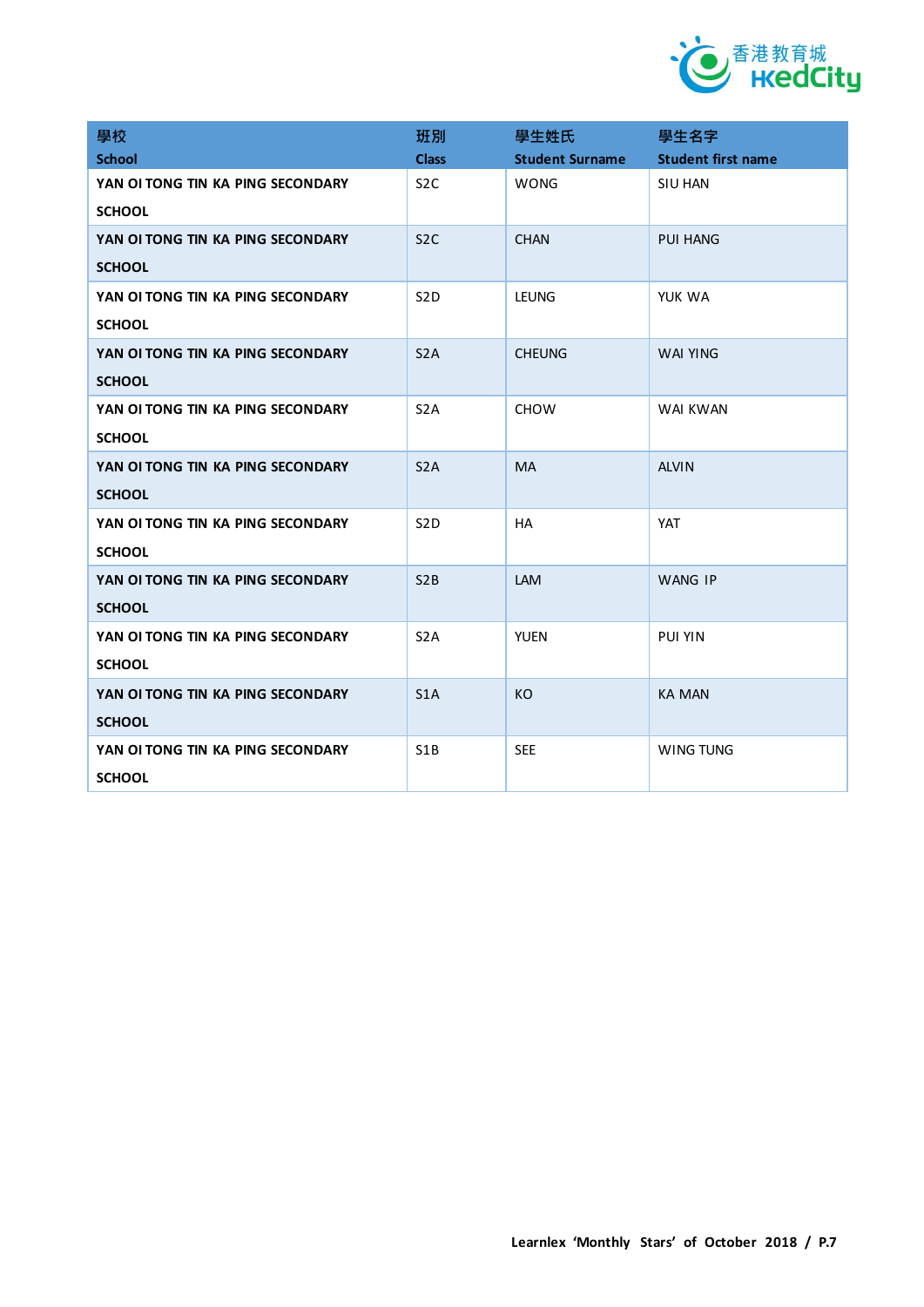| 學校<br>School | 班別<br>Class | 學生姓氏<br>Student Surname | 學生名字<br>Student first name |
|---|---|---|---|
| **YAN OI TONG TIN KA PING SECONDARY SCHOOL** | S2C | WONG | SIU HAN |
| **YAN OI TONG TIN KA PING SECONDARY SCHOOL** | S2C | CHAN | PUI HANG |
| **YAN OI TONG TIN KA PING SECONDARY SCHOOL** | S2D | LEUNG | YUK WA |
| **YAN OI TONG TIN KA PING SECONDARY SCHOOL** | S2A | CHEUNG | WAI YING |
| **YAN OI TONG TIN KA PING SECONDARY SCHOOL** | S2A | CHOW | WAI KWAN |
| **YAN OI TONG TIN KA PING SECONDARY SCHOOL** | S2A | MA | ALVIN |
| **YAN OI TONG TIN KA PING SECONDARY SCHOOL** | S2D | HA | YAT |
| **YAN OI TONG TIN KA PING SECONDARY SCHOOL** | S2B | LAM | WANG IP |
| **YAN OI TONG TIN KA PING SECONDARY SCHOOL** | S2A | YUEN | PUI YIN |
| **YAN OI TONG TIN KA PING SECONDARY SCHOOL** | S1A | KO | KA MAN |
| **YAN OI TONG TIN KA PING SECONDARY SCHOOL** | S1B | SEE | WING TUNG |